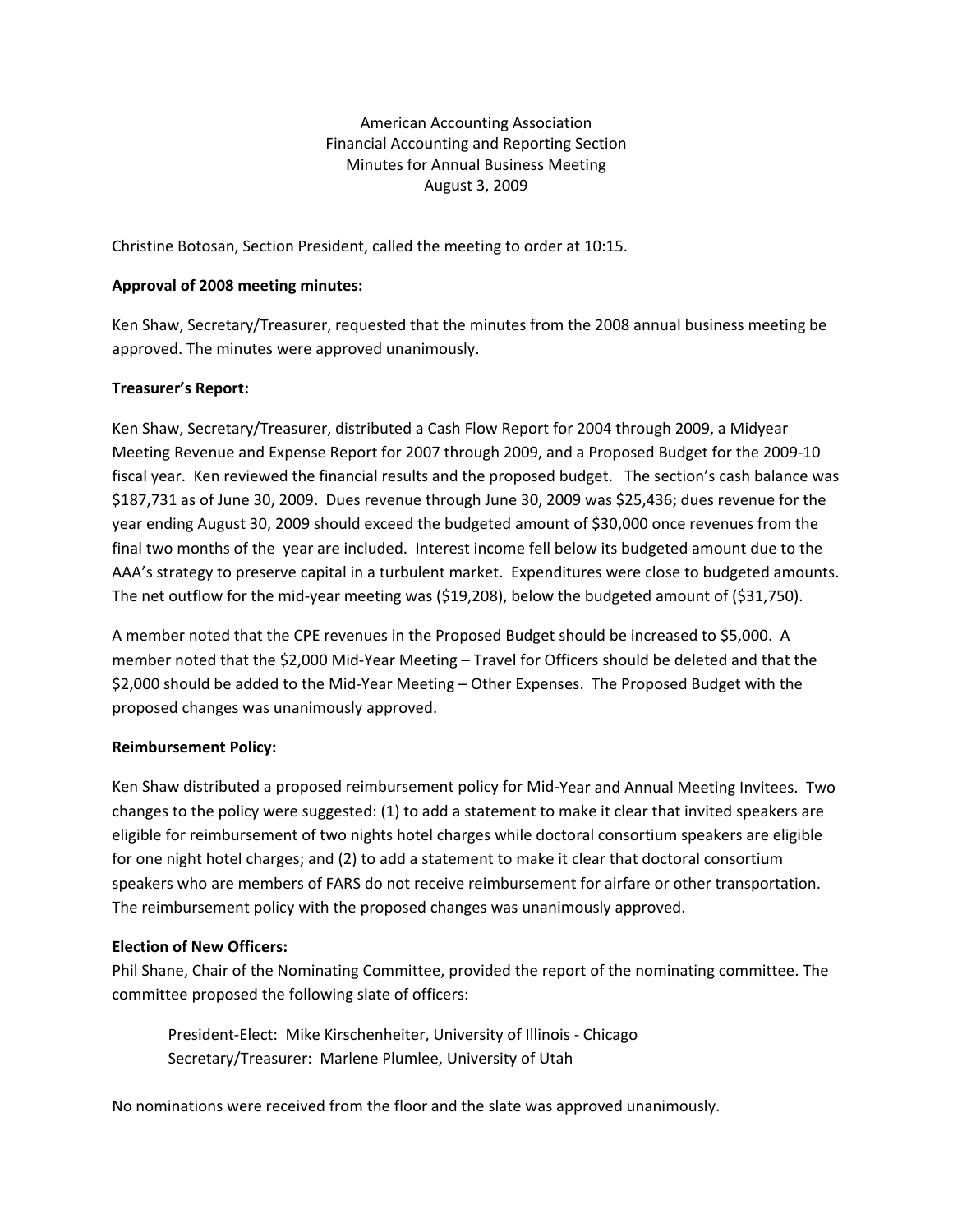American Accounting Association
Financial Accounting and Reporting Section
Minutes for Annual Business Meeting
August 3, 2009

Christine Botosan, Section President, called the meeting to order at 10:15.

**Approval of 2008 meeting minutes:**

Ken Shaw, Secretary/Treasurer, requested that the minutes from the 2008 annual business meeting be approved. The minutes were approved unanimously.

**Treasurer's Report:**

Ken Shaw, Secretary/Treasurer, distributed a Cash Flow Report for 2004 through 2009, a Midyear Meeting Revenue and Expense Report for 2007 through 2009, and a Proposed Budget for the 2009-10 fiscal year. Ken reviewed the financial results and the proposed budget. The section's cash balance was $187,731 as of June 30, 2009. Dues revenue through June 30, 2009 was $25,436; dues revenue for the year ending August 30, 2009 should exceed the budgeted amount of $30,000 once revenues from the final two months of the year are included. Interest income fell below its budgeted amount due to the AAA's strategy to preserve capital in a turbulent market. Expenditures were close to budgeted amounts. The net outflow for the mid-year meeting was ($19,208), below the budgeted amount of ($31,750).

A member noted that the CPE revenues in the Proposed Budget should be increased to $5,000. A member noted that the $2,000 Mid-Year Meeting – Travel for Officers should be deleted and that the $2,000 should be added to the Mid-Year Meeting – Other Expenses. The Proposed Budget with the proposed changes was unanimously approved.

**Reimbursement Policy:**

Ken Shaw distributed a proposed reimbursement policy for Mid-Year and Annual Meeting Invitees. Two changes to the policy were suggested: (1) to add a statement to make it clear that invited speakers are eligible for reimbursement of two nights hotel charges while doctoral consortium speakers are eligible for one night hotel charges; and (2) to add a statement to make it clear that doctoral consortium speakers who are members of FARS do not receive reimbursement for airfare or other transportation. The reimbursement policy with the proposed changes was unanimously approved.

**Election of New Officers:**

Phil Shane, Chair of the Nominating Committee, provided the report of the nominating committee. The committee proposed the following slate of officers:

President-Elect: Mike Kirschenheiter, University of Illinois - Chicago
Secretary/Treasurer: Marlene Plumlee, University of Utah

No nominations were received from the floor and the slate was approved unanimously.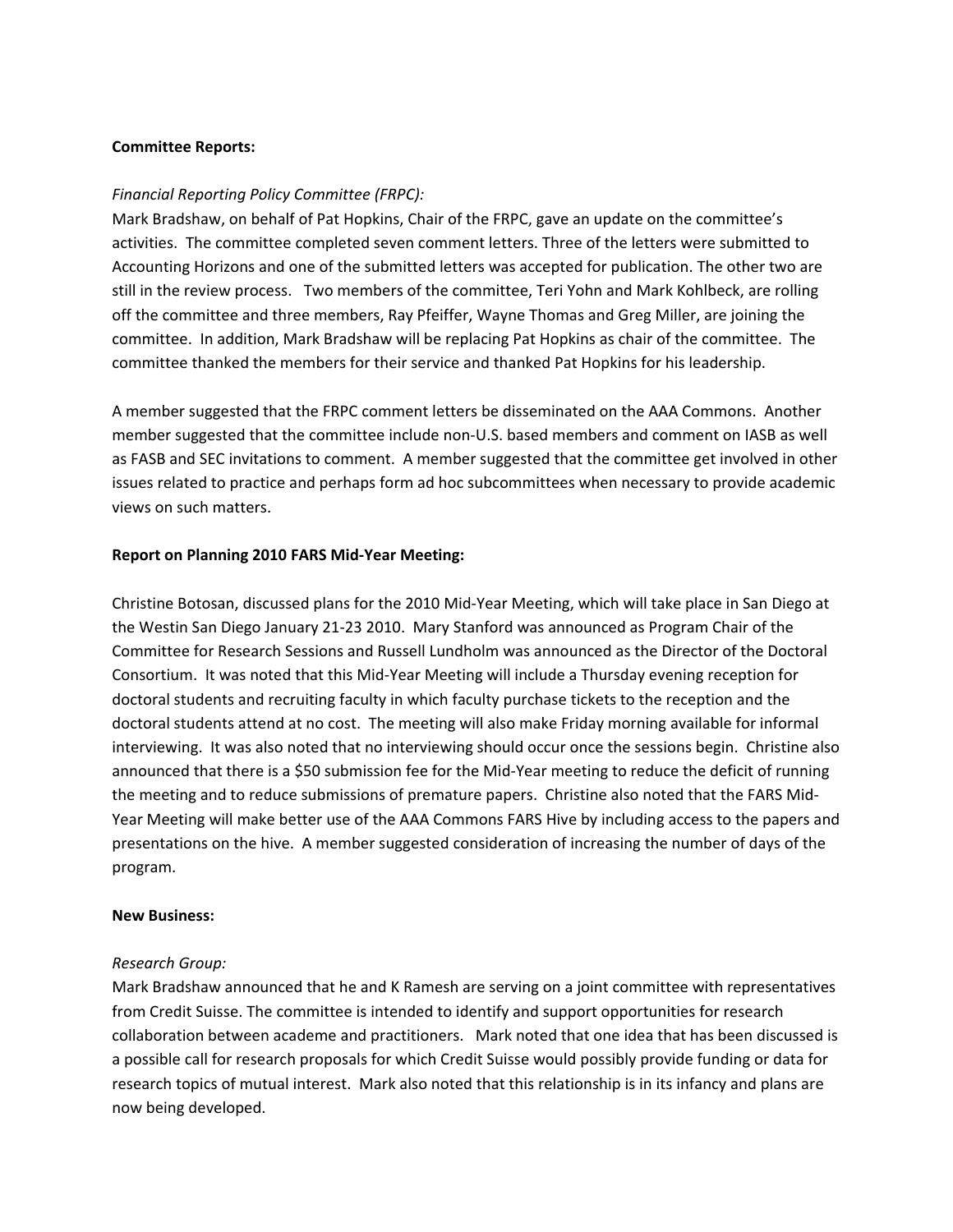**Committee Reports:**

*Financial Reporting Policy Committee (FRPC):*

Mark Bradshaw, on behalf of Pat Hopkins, Chair of the FRPC, gave an update on the committee's activities. The committee completed seven comment letters. Three of the letters were submitted to Accounting Horizons and one of the submitted letters was accepted for publication. The other two are still in the review process. Two members of the committee, Teri Yohn and Mark Kohlbeck, are rolling off the committee and three members, Ray Pfeiffer, Wayne Thomas and Greg Miller, are joining the committee. In addition, Mark Bradshaw will be replacing Pat Hopkins as chair of the committee. The committee thanked the members for their service and thanked Pat Hopkins for his leadership.

A member suggested that the FRPC comment letters be disseminated on the AAA Commons. Another member suggested that the committee include non-U.S. based members and comment on IASB as well as FASB and SEC invitations to comment. A member suggested that the committee get involved in other issues related to practice and perhaps form ad hoc subcommittees when necessary to provide academic views on such matters.

**Report on Planning 2010 FARS Mid-Year Meeting:**

Christine Botosan, discussed plans for the 2010 Mid-Year Meeting, which will take place in San Diego at the Westin San Diego January 21-23 2010. Mary Stanford was announced as Program Chair of the Committee for Research Sessions and Russell Lundholm was announced as the Director of the Doctoral Consortium. It was noted that this Mid-Year Meeting will include a Thursday evening reception for doctoral students and recruiting faculty in which faculty purchase tickets to the reception and the doctoral students attend at no cost. The meeting will also make Friday morning available for informal interviewing. It was also noted that no interviewing should occur once the sessions begin. Christine also announced that there is a $50 submission fee for the Mid-Year meeting to reduce the deficit of running the meeting and to reduce submissions of premature papers. Christine also noted that the FARS Mid-Year Meeting will make better use of the AAA Commons FARS Hive by including access to the papers and presentations on the hive. A member suggested consideration of increasing the number of days of the program.

**New Business:**

*Research Group:*

Mark Bradshaw announced that he and K Ramesh are serving on a joint committee with representatives from Credit Suisse. The committee is intended to identify and support opportunities for research collaboration between academe and practitioners. Mark noted that one idea that has been discussed is a possible call for research proposals for which Credit Suisse would possibly provide funding or data for research topics of mutual interest. Mark also noted that this relationship is in its infancy and plans are now being developed.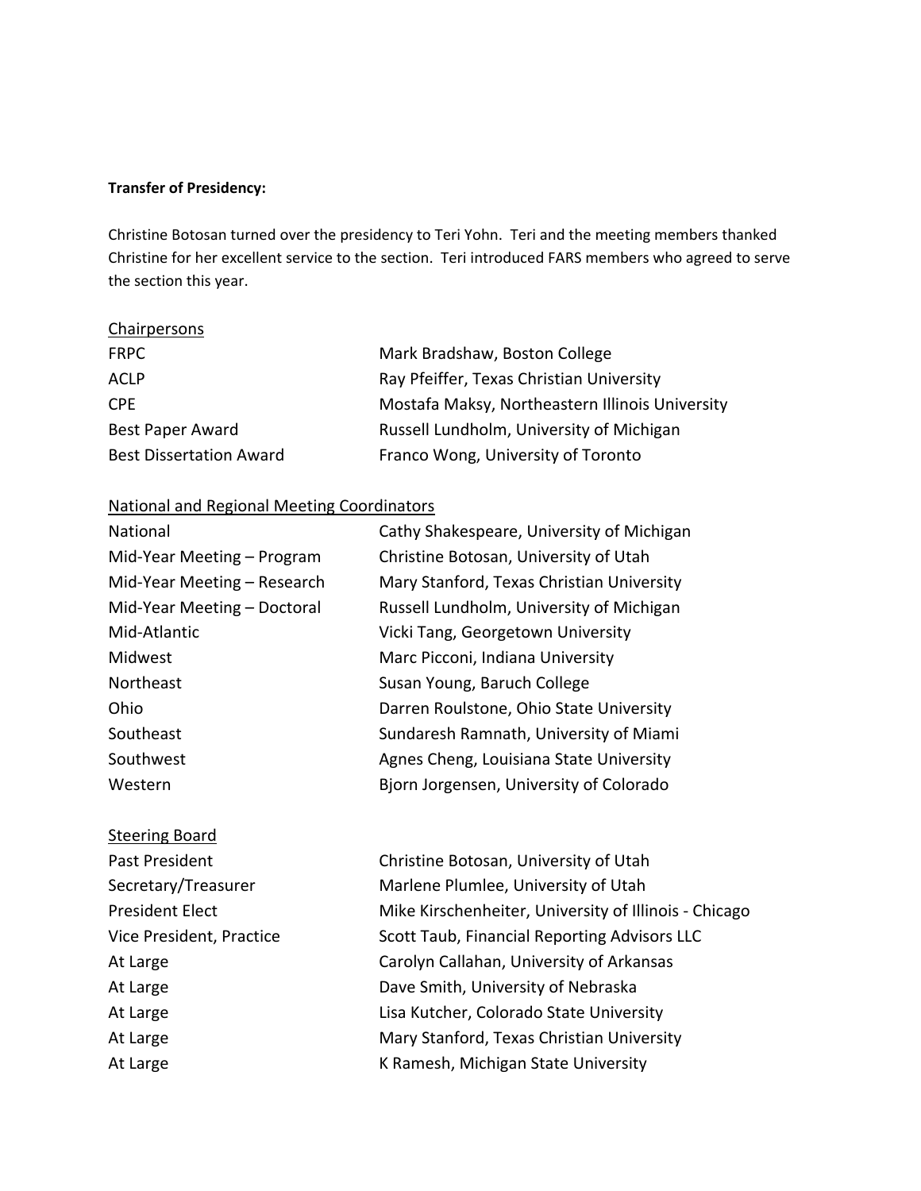**Transfer of Presidency:**

Christine Botosan turned over the presidency to Teri Yohn. Teri and the meeting members thanked Christine for her excellent service to the section. Teri introduced FARS members who agreed to serve the section this year.

<u>Chairpersons</u>

| | |
|---|---|
| FRPC | Mark Bradshaw, Boston College |
| ACLP | Ray Pfeiffer, Texas Christian University |
| CPE | Mostafa Maksy, Northeastern Illinois University |
| Best Paper Award | Russell Lundholm, University of Michigan |
| Best Dissertation Award | Franco Wong, University of Toronto |

<u>National and Regional Meeting Coordinators</u>

| | |
|---|---|
| National | Cathy Shakespeare, University of Michigan |
| Mid-Year Meeting – Program | Christine Botosan, University of Utah |
| Mid-Year Meeting – Research | Mary Stanford, Texas Christian University |
| Mid-Year Meeting – Doctoral | Russell Lundholm, University of Michigan |
| Mid-Atlantic | Vicki Tang, Georgetown University |
| Midwest | Marc Picconi, Indiana University |
| Northeast | Susan Young, Baruch College |
| Ohio | Darren Roulstone, Ohio State University |
| Southeast | Sundaresh Ramnath, University of Miami |
| Southwest | Agnes Cheng, Louisiana State University |
| Western | Bjorn Jorgensen, University of Colorado |

<u>Steering Board</u>

| | |
|---|---|
| Past President | Christine Botosan, University of Utah |
| Secretary/Treasurer | Marlene Plumlee, University of Utah |
| President Elect | Mike Kirschenheiter, University of Illinois - Chicago |
| Vice President, Practice | Scott Taub, Financial Reporting Advisors LLC |
| At Large | Carolyn Callahan, University of Arkansas |
| At Large | Dave Smith, University of Nebraska |
| At Large | Lisa Kutcher, Colorado State University |
| At Large | Mary Stanford, Texas Christian University |
| At Large | K Ramesh, Michigan State University |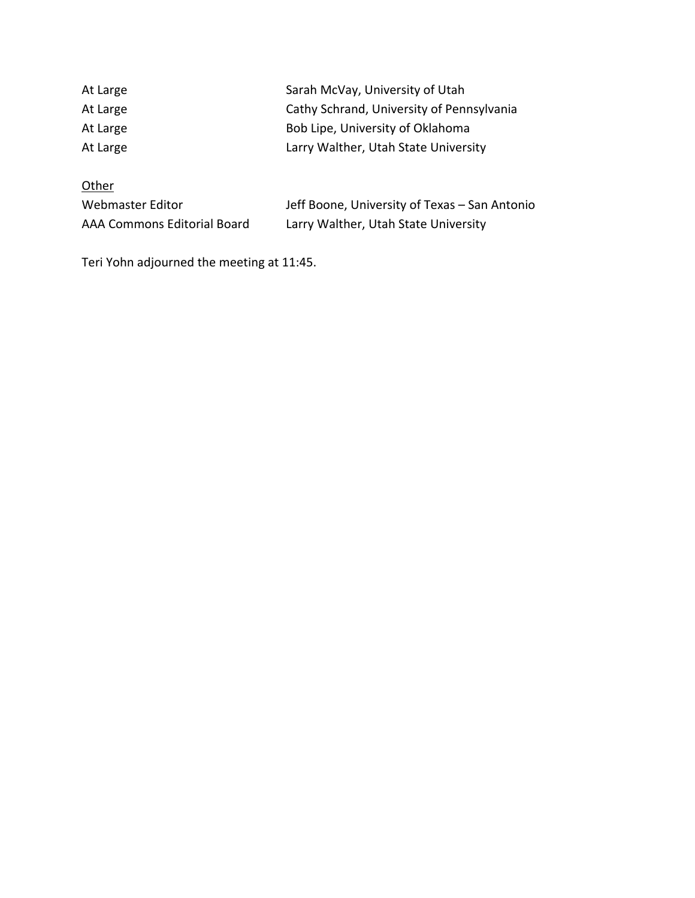| | |
|---|---|
| At Large | Sarah McVay, University of Utah |
| At Large | Cathy Schrand, University of Pennsylvania |
| At Large | Bob Lipe, University of Oklahoma |
| At Large | Larry Walther, Utah State University |

<u>Other</u>

| | |
|---|---|
| Webmaster Editor | Jeff Boone, University of Texas – San Antonio |
| AAA Commons Editorial Board | Larry Walther, Utah State University |

Teri Yohn adjourned the meeting at 11:45.